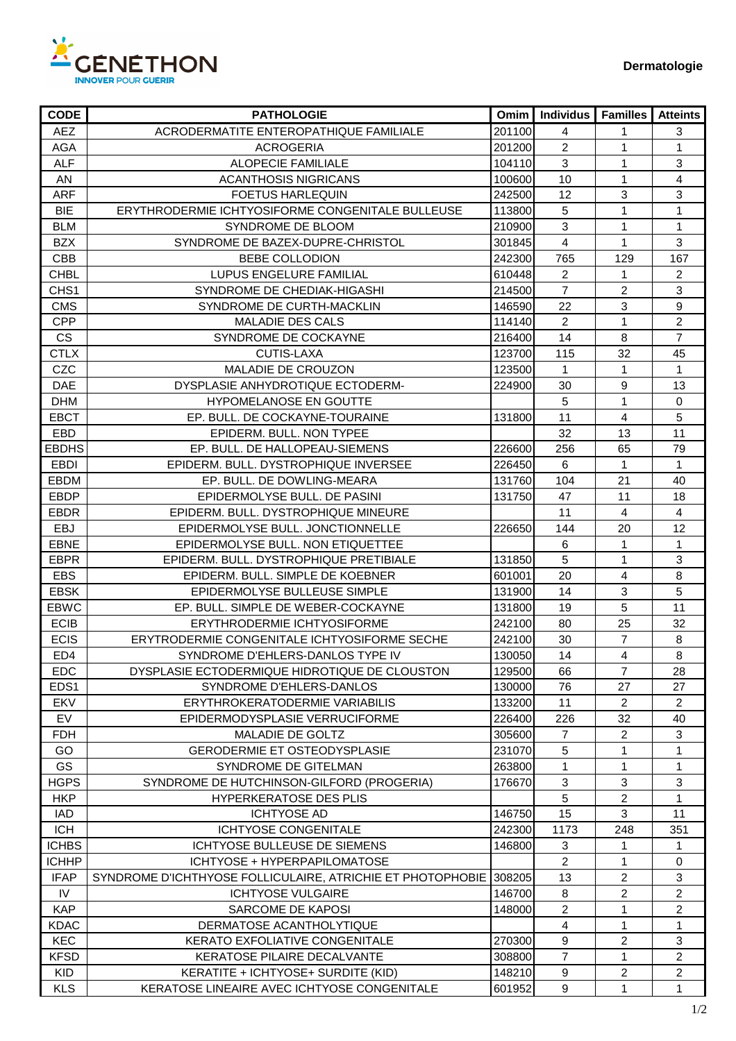GENETHON
INNOVER POUR GUERIR

**Dermatologie**

| CODE | PATHOLOGIE | Omim | Individus | Familles | Atteints |
|---|---|---|---|---|---|
| AEZ | ACRODERMATITE ENTEROPATHIQUE FAMILIALE | 201100 | 4 | 1 | 3 |
| AGA | ACROGERIA | 201200 | 2 | 1 | 1 |
| ALF | ALOPECIE FAMILIALE | 104110 | 3 | 1 | 3 |
| AN | ACANTHOSIS NIGRICANS | 100600 | 10 | 1 | 4 |
| ARF | FOETUS HARLEQUIN | 242500 | 12 | 3 | 3 |
| BIE | ERYTHRODERMIE ICHTYOSIFORME CONGENITALE BULLEUSE | 113800 | 5 | 1 | 1 |
| BLM | SYNDROME DE BLOOM | 210900 | 3 | 1 | 1 |
| BZX | SYNDROME DE BAZEX-DUPRE-CHRISTOL | 301845 | 4 | 1 | 3 |
| CBB | BEBE COLLODION | 242300 | 765 | 129 | 167 |
| CHBL | LUPUS ENGELURE FAMILIAL | 610448 | 2 | 1 | 2 |
| CHS1 | SYNDROME DE CHEDIAK-HIGASHI | 214500 | 7 | 2 | 3 |
| CMS | SYNDROME DE CURTH-MACKLIN | 146590 | 22 | 3 | 9 |
| CPP | MALADIE DES CALS | 114140 | 2 | 1 | 2 |
| CS | SYNDROME DE COCKAYNE | 216400 | 14 | 8 | 7 |
| CTLX | CUTIS-LAXA | 123700 | 115 | 32 | 45 |
| CZC | MALADIE DE CROUZON | 123500 | 1 | 1 | 1 |
| DAE | DYSPLASIE ANHYDROTIQUE ECTODERM- | 224900 | 30 | 9 | 13 |
| DHM | HYPOMELANOSE EN GOUTTE | | 5 | 1 | 0 |
| EBCT | EP. BULL. DE COCKAYNE-TOURAINE | 131800 | 11 | 4 | 5 |
| EBD | EPIDERM. BULL. NON TYPEE | | 32 | 13 | 11 |
| EBDHS | EP. BULL. DE HALLOPEAU-SIEMENS | 226600 | 256 | 65 | 79 |
| EBDI | EPIDERM. BULL. DYSTROPHIQUE INVERSEE | 226450 | 6 | 1 | 1 |
| EBDM | EP. BULL. DE DOWLING-MEARA | 131760 | 104 | 21 | 40 |
| EBDP | EPIDERMOLYSE BULL. DE PASINI | 131750 | 47 | 11 | 18 |
| EBDR | EPIDERM. BULL. DYSTROPHIQUE MINEURE | | 11 | 4 | 4 |
| EBJ | EPIDERMOLYSE BULL. JONCTIONNELLE | 226650 | 144 | 20 | 12 |
| EBNE | EPIDERMOLYSE BULL. NON ETIQUETTEE | | 6 | 1 | 1 |
| EBPR | EPIDERM. BULL. DYSTROPHIQUE PRETIBIALE | 131850 | 5 | 1 | 3 |
| EBS | EPIDERM. BULL. SIMPLE DE KOEBNER | 601001 | 20 | 4 | 8 |
| EBSK | EPIDERMOLYSE BULLEUSE SIMPLE | 131900 | 14 | 3 | 5 |
| EBWC | EP. BULL. SIMPLE DE WEBER-COCKAYNE | 131800 | 19 | 5 | 11 |
| ECIB | ERYTHRODERMIE ICHTYOSIFORME | 242100 | 80 | 25 | 32 |
| ECIS | ERYTRODERMIE CONGENITALE ICHTYOSIFORME SECHE | 242100 | 30 | 7 | 8 |
| ED4 | SYNDROME D'EHLERS-DANLOS TYPE IV | 130050 | 14 | 4 | 8 |
| EDC | DYSPLASIE ECTODERMIQUE HIDROTIQUE DE CLOUSTON | 129500 | 66 | 7 | 28 |
| EDS1 | SYNDROME D'EHLERS-DANLOS | 130000 | 76 | 27 | 27 |
| EKV | ERYTHROKERATODERMIE VARIABILIS | 133200 | 11 | 2 | 2 |
| EV | EPIDERMODYSPLASIE VERRUCIFORME | 226400 | 226 | 32 | 40 |
| FDH | MALADIE DE GOLTZ | 305600 | 7 | 2 | 3 |
| GO | GERODERMIE ET OSTEODYSPLASIE | 231070 | 5 | 1 | 1 |
| GS | SYNDROME DE GITELMAN | 263800 | 1 | 1 | 1 |
| HGPS | SYNDROME DE HUTCHINSON-GILFORD (PROGERIA) | 176670 | 3 | 3 | 3 |
| HKP | HYPERKERATOSE DES PLIS | | 5 | 2 | 1 |
| IAD | ICHTYOSE AD | 146750 | 15 | 3 | 11 |
| ICH | ICHTYOSE CONGENITALE | 242300 | 1173 | 248 | 351 |
| ICHBS | ICHTYOSE BULLEUSE DE SIEMENS | 146800 | 3 | 1 | 1 |
| ICHHP | ICHTYOSE + HYPERPAPILOMATOSE | | 2 | 1 | 0 |
| IFAP | SYNDROME D'ICHTHYOSE FOLLICULAIRE, ATRICHIE ET PHOTOPHOBIE | 308205 | 13 | 2 | 3 |
| IV | ICHTYOSE VULGAIRE | 146700 | 8 | 2 | 2 |
| KAP | SARCOME DE KAPOSI | 148000 | 2 | 1 | 2 |
| KDAC | DERMATOSE ACANTHOLYTIQUE | | 4 | 1 | 1 |
| KEC | KERATO EXFOLIATIVE CONGENITALE | 270300 | 9 | 2 | 3 |
| KFSD | KERATOSE PILAIRE DECALVANTE | 308800 | 7 | 1 | 2 |
| KID | KERATITE + ICHTYOSE+ SURDITE (KID) | 148210 | 9 | 2 | 2 |
| KLS | KERATOSE LINEAIRE AVEC ICHTYOSE CONGENITALE | 601952 | 9 | 1 | 1 |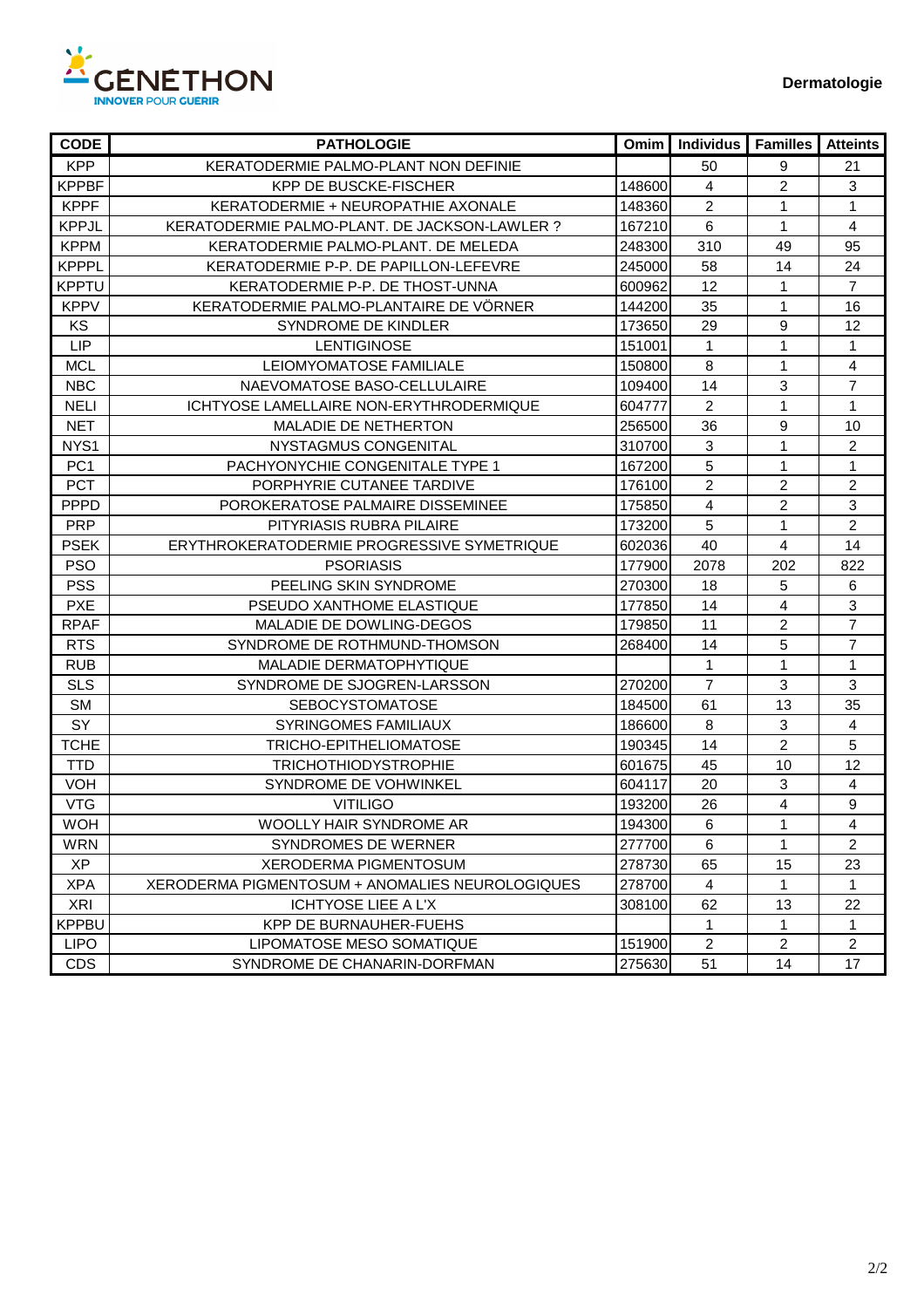**Dermatologie**

| CODE | PATHOLOGIE | Omim | Individus | Familles | Atteints |
|---|---|---|---|---|---|
| KPP | KERATODERMIE PALMO-PLANT NON DEFINIE | | 50 | 9 | 21 |
| KPPBF | KPP DE BUSCKE-FISCHER | 148600 | 4 | 2 | 3 |
| KPPF | KERATODERMIE + NEUROPATHIE AXONALE | 148360 | 2 | 1 | 1 |
| KPPJL | KERATODERMIE PALMO-PLANT. DE JACKSON-LAWLER ? | 167210 | 6 | 1 | 4 |
| KPPM | KERATODERMIE PALMO-PLANT. DE MELEDA | 248300 | 310 | 49 | 95 |
| KPPPL | KERATODERMIE P-P. DE PAPILLON-LEFEVRE | 245000 | 58 | 14 | 24 |
| KPPTU | KERATODERMIE P-P. DE THOST-UNNA | 600962 | 12 | 1 | 7 |
| KPPV | KERATODERMIE PALMO-PLANTAIRE DE VÖRNER | 144200 | 35 | 1 | 16 |
| KS | SYNDROME DE KINDLER | 173650 | 29 | 9 | 12 |
| LIP | LENTIGINOSE | 151001 | 1 | 1 | 1 |
| MCL | LEIOMYOMATOSE FAMILIALE | 150800 | 8 | 1 | 4 |
| NBC | NAEVOMATOSE BASO-CELLULAIRE | 109400 | 14 | 3 | 7 |
| NELI | ICHTYOSE LAMELLAIRE NON-ERYTHRODERMIQUE | 604777 | 2 | 1 | 1 |
| NET | MALADIE DE NETHERTON | 256500 | 36 | 9 | 10 |
| NYS1 | NYSTAGMUS CONGENITAL | 310700 | 3 | 1 | 2 |
| PC1 | PACHYONYCHIE CONGENITALE TYPE 1 | 167200 | 5 | 1 | 1 |
| PCT | PORPHYRIE CUTANEE TARDIVE | 176100 | 2 | 2 | 2 |
| PPPD | POROKERATOSE PALMAIRE DISSEMINEE | 175850 | 4 | 2 | 3 |
| PRP | PITYRIASIS RUBRA PILAIRE | 173200 | 5 | 1 | 2 |
| PSEK | ERYTHROKERATODERMIE PROGRESSIVE SYMETRIQUE | 602036 | 40 | 4 | 14 |
| PSO | PSORIASIS | 177900 | 2078 | 202 | 822 |
| PSS | PEELING SKIN SYNDROME | 270300 | 18 | 5 | 6 |
| PXE | PSEUDO XANTHOME ELASTIQUE | 177850 | 14 | 4 | 3 |
| RPAF | MALADIE DE DOWLING-DEGOS | 179850 | 11 | 2 | 7 |
| RTS | SYNDROME DE ROTHMUND-THOMSON | 268400 | 14 | 5 | 7 |
| RUB | MALADIE DERMATOPHYTIQUE | | 1 | 1 | 1 |
| SLS | SYNDROME DE SJOGREN-LARSSON | 270200 | 7 | 3 | 3 |
| SM | SEBOCYSTOMATOSE | 184500 | 61 | 13 | 35 |
| SY | SYRINGOMES FAMILIAUX | 186600 | 8 | 3 | 4 |
| TCHE | TRICHO-EPITHELIOMATOSE | 190345 | 14 | 2 | 5 |
| TTD | TRICHOTHIODYSTROPHIE | 601675 | 45 | 10 | 12 |
| VOH | SYNDROME DE VOHWINKEL | 604117 | 20 | 3 | 4 |
| VTG | VITILIGO | 193200 | 26 | 4 | 9 |
| WOH | WOOLLY HAIR SYNDROME AR | 194300 | 6 | 1 | 4 |
| WRN | SYNDROMES DE WERNER | 277700 | 6 | 1 | 2 |
| XP | XERODERMA PIGMENTOSUM | 278730 | 65 | 15 | 23 |
| XPA | XERODERMA PIGMENTOSUM + ANOMALIES NEUROLOGIQUES | 278700 | 4 | 1 | 1 |
| XRI | ICHTYOSE LIEE A L'X | 308100 | 62 | 13 | 22 |
| KPPBU | KPP DE BURNAUHER-FUEHS | | 1 | 1 | 1 |
| LIPO | LIPOMATOSE MESO SOMATIQUE | 151900 | 2 | 2 | 2 |
| CDS | SYNDROME DE CHANARIN-DORFMAN | 275630 | 51 | 14 | 17 |